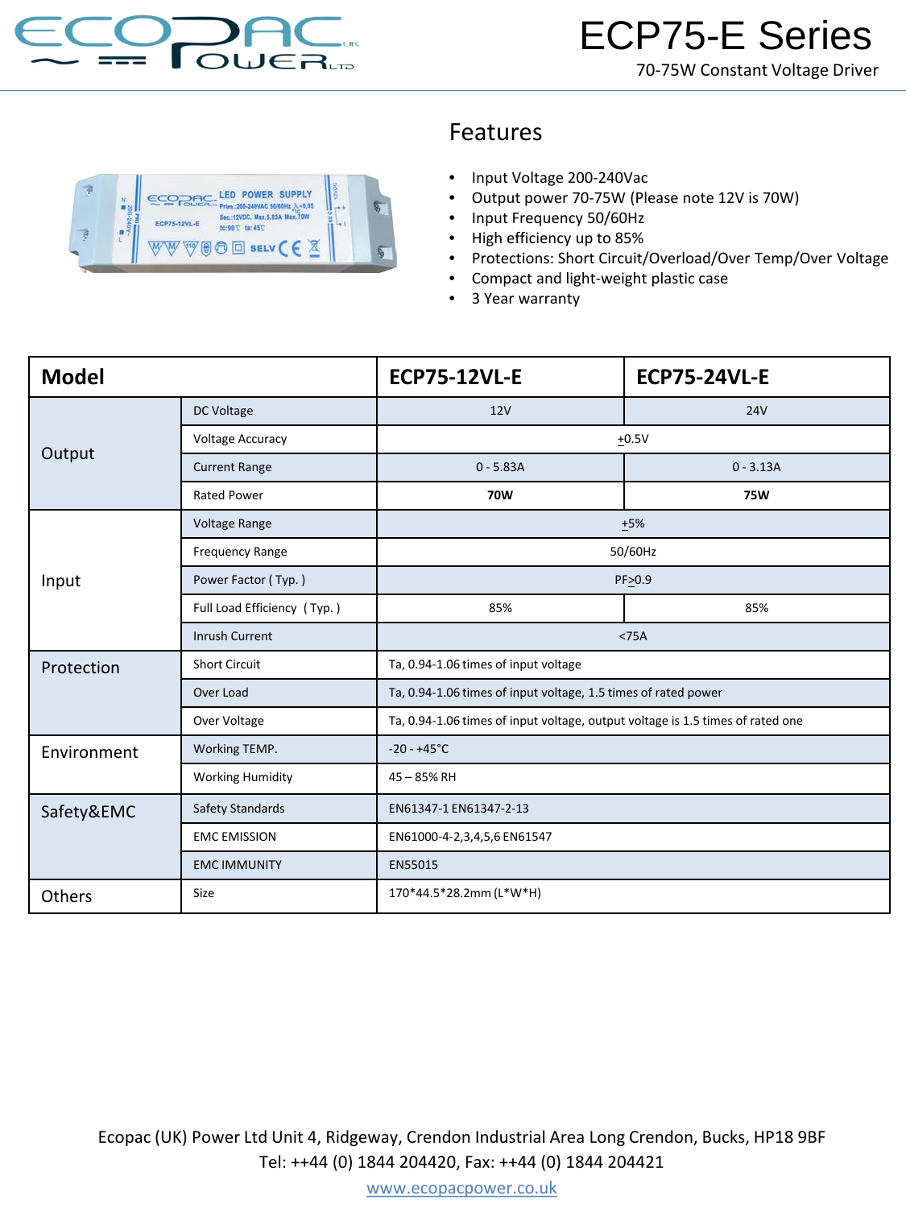# ECP75-E Series

70-75W Constant Voltage Driver

## Features

- Input Voltage 200-240Vac
- Output power 70-75W (Please note 12V is 70W)
- Input Frequency 50/60Hz
- High efficiency up to 85%
- Protections: Short Circuit/Overload/Over Temp/Over Voltage
- Compact and light-weight plastic case
- 3 Year warranty

| **Model** | | **ECP75-12VL-E** | **ECP75-24VL-E** |
|---|---|---|---|
| Output | DC Voltage | 12V | 24V |
| | Voltage Accuracy | ±0.5V | |
| | Current Range | 0 - 5.83A | 0 - 3.13A |
| | Rated Power | **70W** | **75W** |
| Input | Voltage Range | ±5% | |
| | Frequency Range | 50/60Hz | |
| | Power Factor ( Typ. ) | PF≥0.9 | |
| | Full Load Efficiency ( Typ. ) | 85% | 85% |
| | Inrush Current | <75A | |
| Protection | Short Circuit | Ta, 0.94-1.06 times of input voltage | |
| | Over Load | Ta, 0.94-1.06 times of input voltage, 1.5 times of rated power | |
| | Over Voltage | Ta, 0.94-1.06 times of input voltage, output voltage is 1.5 times of rated one | |
| Environment | Working TEMP. | -20 - +45°C | |
| | Working Humidity | 45 – 85% RH | |
| Safety&EMC | Safety Standards | EN61347-1 EN61347-2-13 | |
| | EMC EMISSION | EN61000-4-2,3,4,5,6 EN61547 | |
| | EMC IMMUNITY | EN55015 | |
| Others | Size | 170*44.5*28.2mm (L*W*H) | |

Ecopac (UK) Power Ltd Unit 4, Ridgeway, Crendon Industrial Area Long Crendon, Bucks, HP18 9BF
Tel: ++44 (0) 1844 204420, Fax: ++44 (0) 1844 204421
www.ecopacpower.co.uk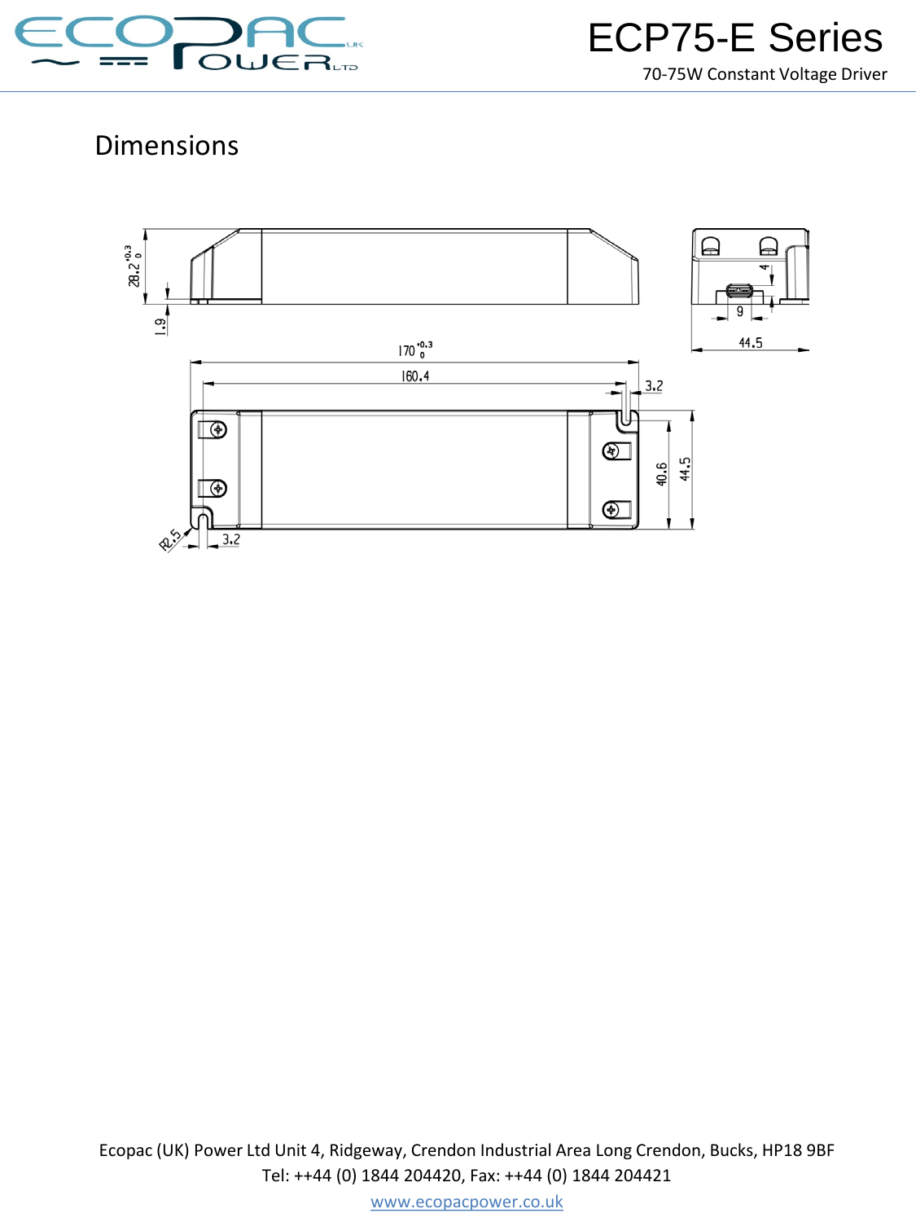## Dimensions

28.2 $^{+0.3}_{0}$

1.9

4

9

44.5

170 $^{+0.3}_{0}$

160.4

3.2

40.6

44.5

R2.5

3.2